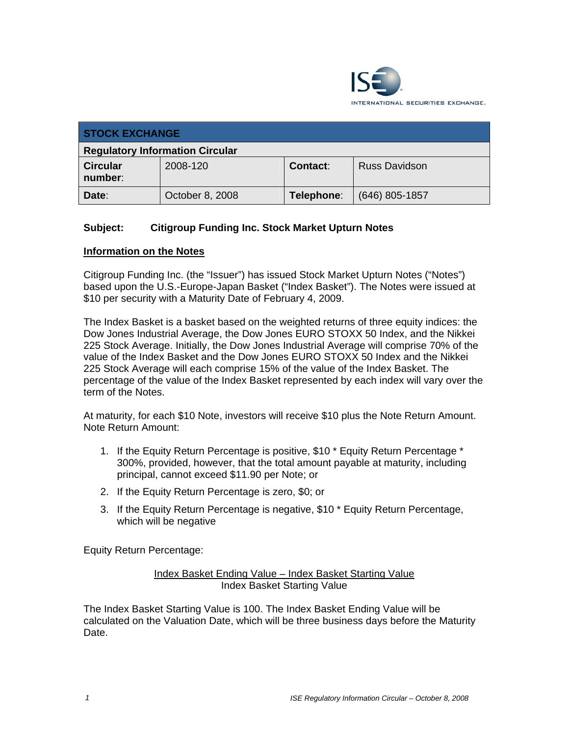ISE INTERNATIONAL SECURITIES EXCHANGE.

| STOCK EXCHANGE | | | |
|---|---|---|---|
| **Regulatory Information Circular** | | | |
| **Circular number**: | 2008-120 | **Contact**: | Russ Davidson |
| **Date**: | October 8, 2008 | **Telephone**: | (646) 805-1857 |

**Subject: Citigroup Funding Inc. Stock Market Upturn Notes**

## Information on the Notes

Citigroup Funding Inc. (the "Issuer") has issued Stock Market Upturn Notes ("Notes") based upon the U.S.-Europe-Japan Basket ("Index Basket"). The Notes were issued at $10 per security with a Maturity Date of February 4, 2009.

The Index Basket is a basket based on the weighted returns of three equity indices: the Dow Jones Industrial Average, the Dow Jones EURO STOXX 50 Index, and the Nikkei 225 Stock Average. Initially, the Dow Jones Industrial Average will comprise 70% of the value of the Index Basket and the Dow Jones EURO STOXX 50 Index and the Nikkei 225 Stock Average will each comprise 15% of the value of the Index Basket. The percentage of the value of the Index Basket represented by each index will vary over the term of the Notes.

At maturity, for each $10 Note, investors will receive $10 plus the Note Return Amount. Note Return Amount:

1. If the Equity Return Percentage is positive, $10 * Equity Return Percentage * 300%, provided, however, that the total amount payable at maturity, including principal, cannot exceed $11.90 per Note; or
2. If the Equity Return Percentage is zero, $0; or
3. If the Equity Return Percentage is negative, $10 * Equity Return Percentage, which will be negative

Equity Return Percentage:

$$\frac{\text{Index Basket Ending Value} - \text{Index Basket Starting Value}}{\text{Index Basket Starting Value}}$$

The Index Basket Starting Value is 100. The Index Basket Ending Value will be calculated on the Valuation Date, which will be three business days before the Maturity Date.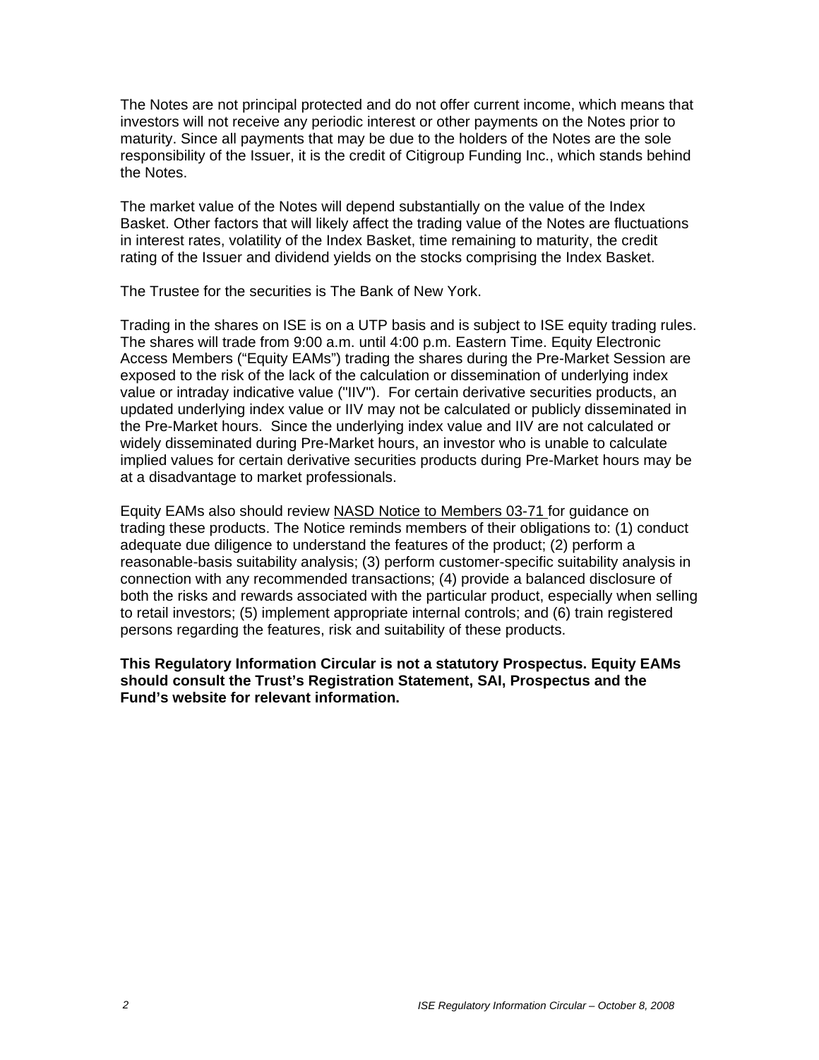The Notes are not principal protected and do not offer current income, which means that investors will not receive any periodic interest or other payments on the Notes prior to maturity. Since all payments that may be due to the holders of the Notes are the sole responsibility of the Issuer, it is the credit of Citigroup Funding Inc., which stands behind the Notes.

The market value of the Notes will depend substantially on the value of the Index Basket. Other factors that will likely affect the trading value of the Notes are fluctuations in interest rates, volatility of the Index Basket, time remaining to maturity, the credit rating of the Issuer and dividend yields on the stocks comprising the Index Basket.

The Trustee for the securities is The Bank of New York.

Trading in the shares on ISE is on a UTP basis and is subject to ISE equity trading rules. The shares will trade from 9:00 a.m. until 4:00 p.m. Eastern Time. Equity Electronic Access Members ("Equity EAMs") trading the shares during the Pre-Market Session are exposed to the risk of the lack of the calculation or dissemination of underlying index value or intraday indicative value ("IIV"). For certain derivative securities products, an updated underlying index value or IIV may not be calculated or publicly disseminated in the Pre-Market hours. Since the underlying index value and IIV are not calculated or widely disseminated during Pre-Market hours, an investor who is unable to calculate implied values for certain derivative securities products during Pre-Market hours may be at a disadvantage to market professionals.

Equity EAMs also should review NASD Notice to Members 03-71 for guidance on trading these products. The Notice reminds members of their obligations to: (1) conduct adequate due diligence to understand the features of the product; (2) perform a reasonable-basis suitability analysis; (3) perform customer-specific suitability analysis in connection with any recommended transactions; (4) provide a balanced disclosure of both the risks and rewards associated with the particular product, especially when selling to retail investors; (5) implement appropriate internal controls; and (6) train registered persons regarding the features, risk and suitability of these products.

**This Regulatory Information Circular is not a statutory Prospectus. Equity EAMs should consult the Trust's Registration Statement, SAI, Prospectus and the Fund's website for relevant information.**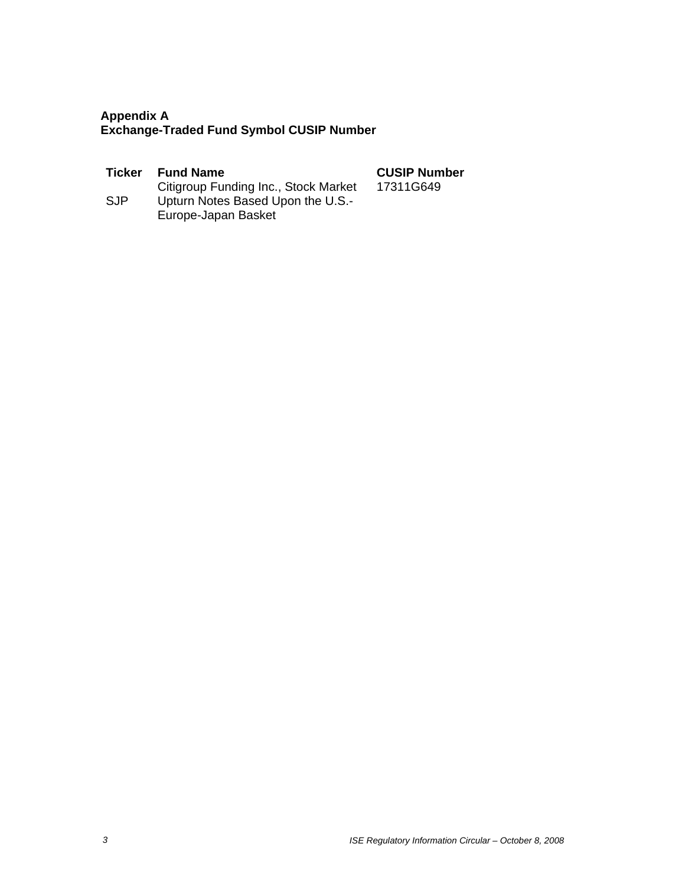**Appendix A**
**Exchange-Traded Fund Symbol CUSIP Number**

| Ticker | Fund Name | CUSIP Number |
|---|---|---|
| SJP | Citigroup Funding Inc., Stock Market Upturn Notes Based Upon the U.S.-Europe-Japan Basket | 17311G649 |